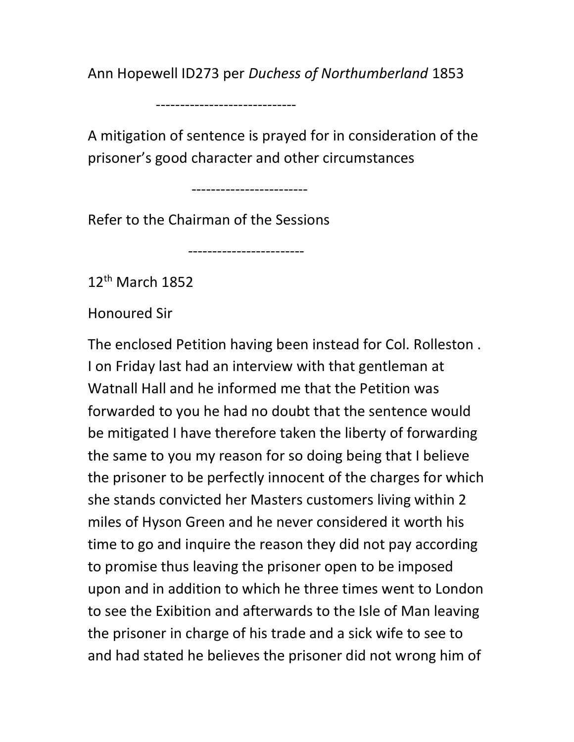Ann Hopewell ID273 per *Duchess of Northumberland* 1853

-----------------------------

A mitigation of sentence is prayed for in consideration of the prisoner's good character and other circumstances

------------------------

Refer to the Chairman of the Sessions

------------------------

12th March 1852

Honoured Sir

The enclosed Petition having been instead for Col. Rolleston . I on Friday last had an interview with that gentleman at Watnall Hall and he informed me that the Petition was forwarded to you he had no doubt that the sentence would be mitigated I have therefore taken the liberty of forwarding the same to you my reason for so doing being that I believe the prisoner to be perfectly innocent of the charges for which she stands convicted her Masters customers living within 2 miles of Hyson Green and he never considered it worth his time to go and inquire the reason they did not pay according to promise thus leaving the prisoner open to be imposed upon and in addition to which he three times went to London to see the Exibition and afterwards to the Isle of Man leaving the prisoner in charge of his trade and a sick wife to see to and had stated he believes the prisoner did not wrong him of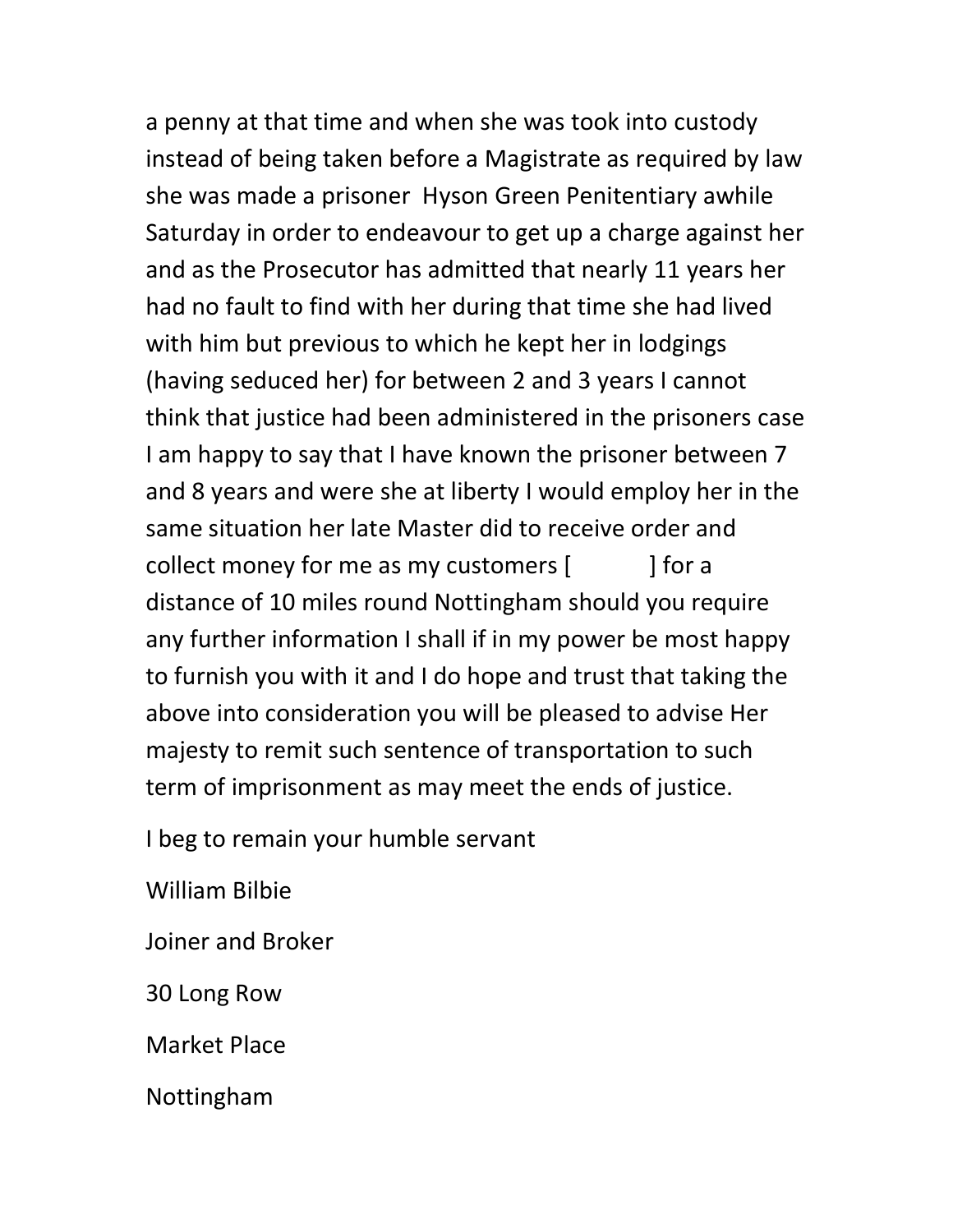a penny at that time and when she was took into custody instead of being taken before a Magistrate as required by law she was made a prisoner  Hyson Green Penitentiary awhile Saturday in order to endeavour to get up a charge against her and as the Prosecutor has admitted that nearly 11 years her had no fault to find with her during that time she had lived with him but previous to which he kept her in lodgings (having seduced her) for between 2 and 3 years I cannot think that justice had been administered in the prisoners case I am happy to say that I have known the prisoner between 7 and 8 years and were she at liberty I would employ her in the same situation her late Master did to receive order and collect money for me as my customers [          ] for a distance of 10 miles round Nottingham should you require any further information I shall if in my power be most happy to furnish you with it and I do hope and trust that taking the above into consideration you will be pleased to advise Her majesty to remit such sentence of transportation to such term of imprisonment as may meet the ends of justice.

I beg to remain your humble servant

William Bilbie

Joiner and Broker

30 Long Row

Market Place

Nottingham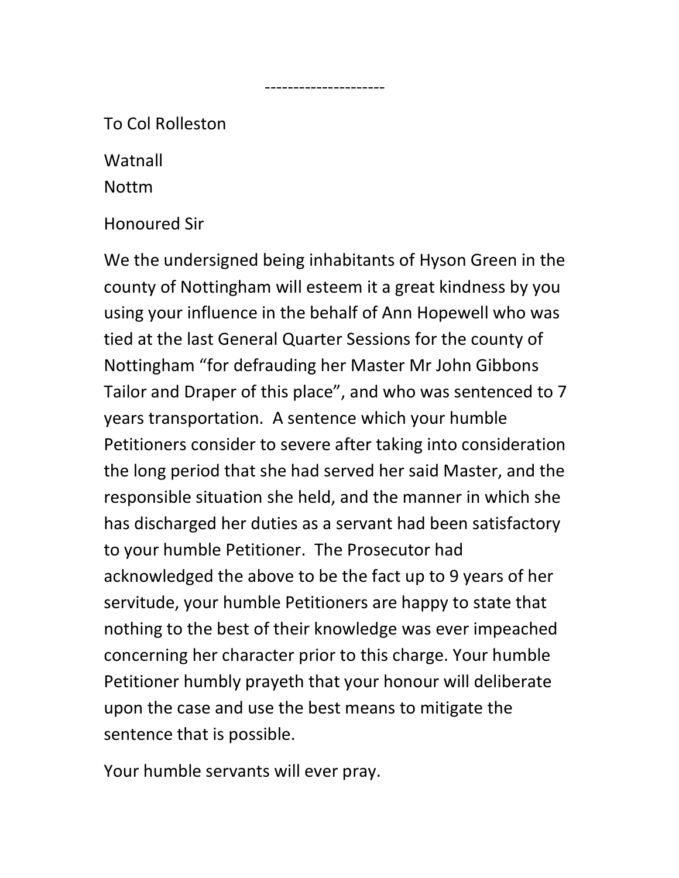---------------------

To Col Rolleston

Watnall
Nottm

Honoured Sir

We the undersigned being inhabitants of Hyson Green in the county of Nottingham will esteem it a great kindness by you using your influence in the behalf of Ann Hopewell who was tied at the last General Quarter Sessions for the county of Nottingham "for defrauding her Master Mr John Gibbons Tailor and Draper of this place", and who was sentenced to 7 years transportation. A sentence which your humble Petitioners consider to severe after taking into consideration the long period that she had served her said Master, and the responsible situation she held, and the manner in which she has discharged her duties as a servant had been satisfactory to your humble Petitioner. The Prosecutor had acknowledged the above to be the fact up to 9 years of her servitude, your humble Petitioners are happy to state that nothing to the best of their knowledge was ever impeached concerning her character prior to this charge. Your humble Petitioner humbly prayeth that your honour will deliberate upon the case and use the best means to mitigate the sentence that is possible.

Your humble servants will ever pray.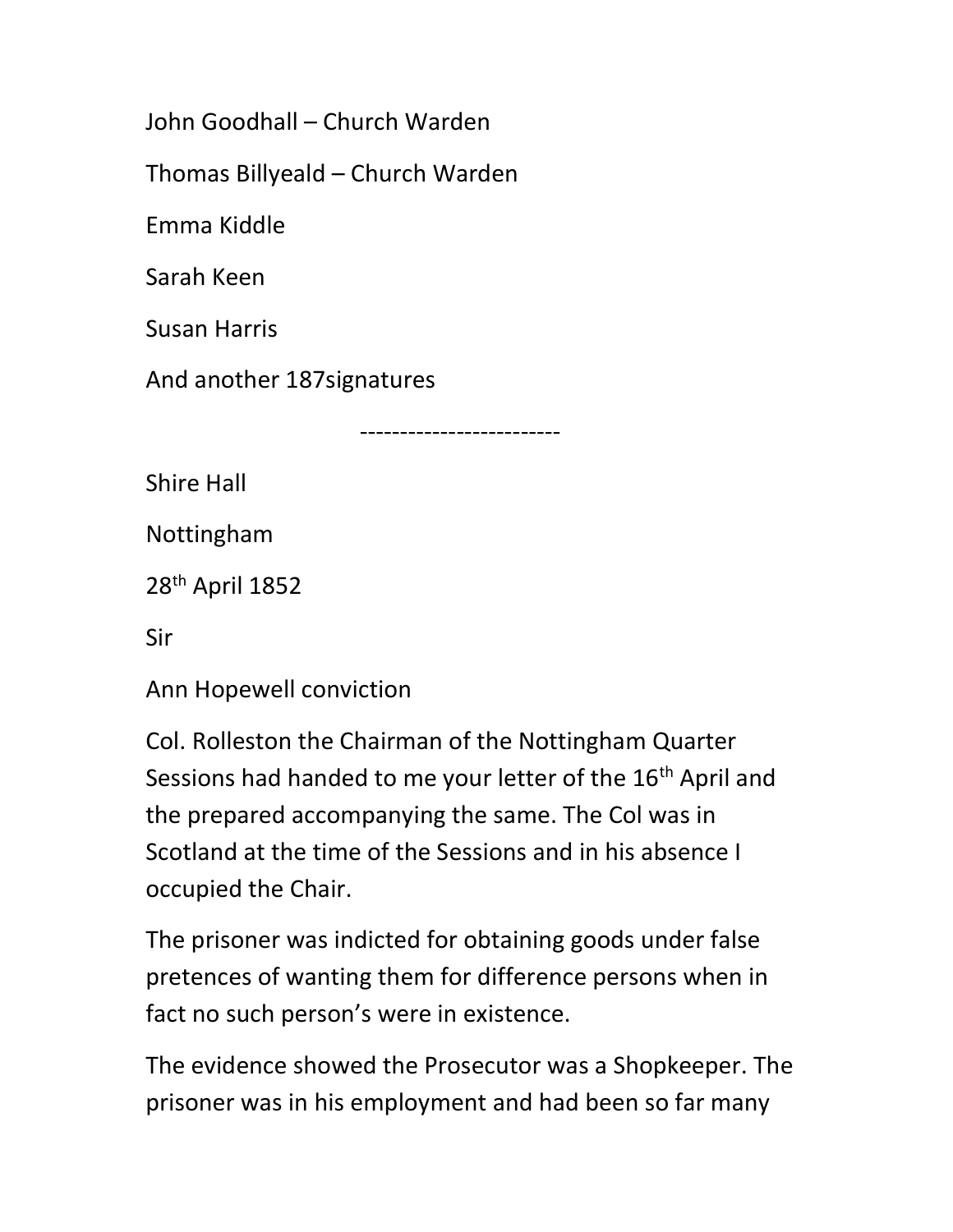John Goodhall – Church Warden

Thomas Billyeald – Church Warden

Emma Kiddle

Sarah Keen

Susan Harris

And another 187signatures

-------------------------

Shire Hall

Nottingham

28th April 1852

Sir

Ann Hopewell conviction

Col. Rolleston the Chairman of the Nottingham Quarter Sessions had handed to me your letter of the 16th April and the prepared accompanying the same. The Col was in Scotland at the time of the Sessions and in his absence I occupied the Chair.

The prisoner was indicted for obtaining goods under false pretences of wanting them for difference persons when in fact no such person's were in existence.

The evidence showed the Prosecutor was a Shopkeeper. The prisoner was in his employment and had been so far many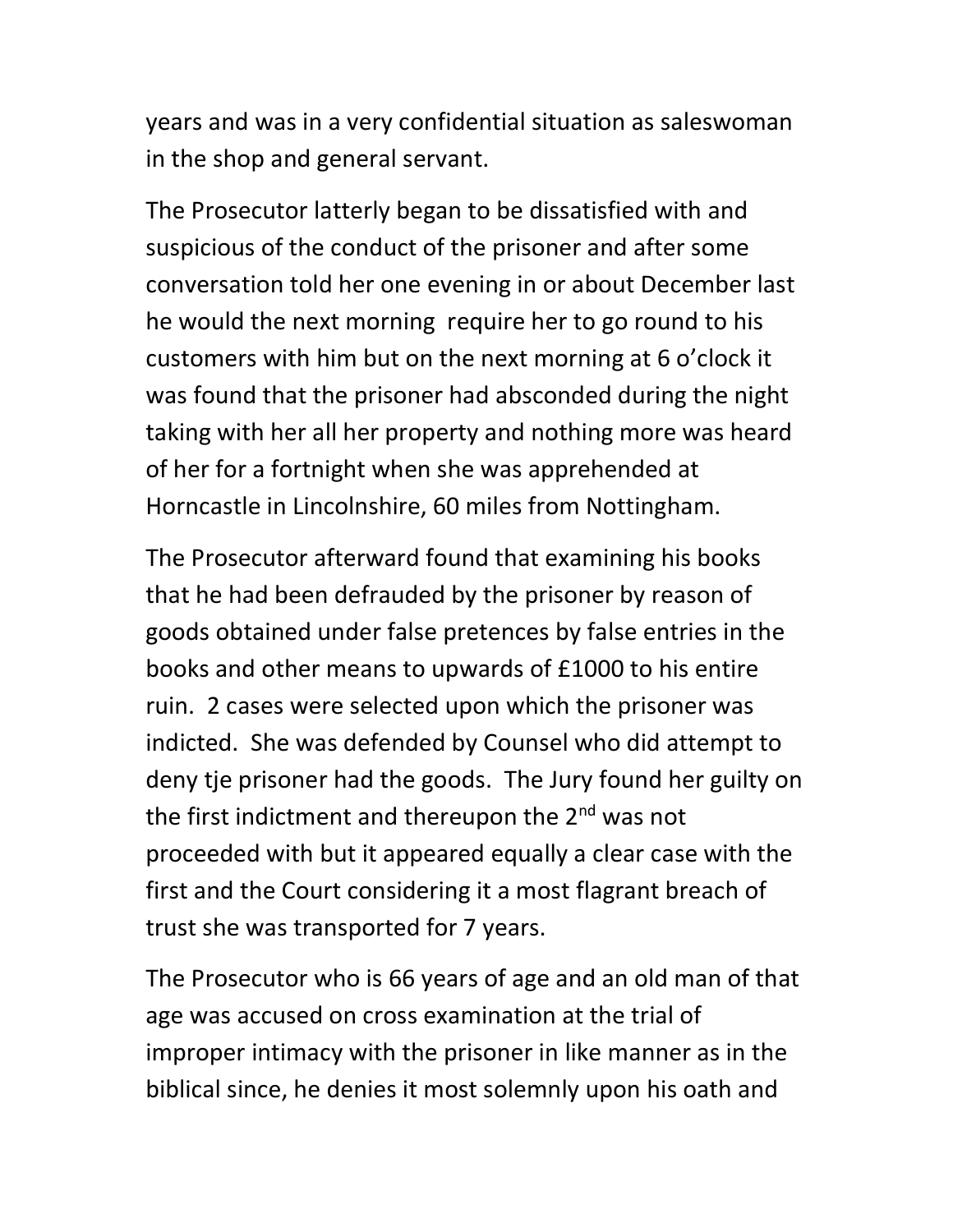years and was in a very confidential situation as saleswoman in the shop and general servant.

The Prosecutor latterly began to be dissatisfied with and suspicious of the conduct of the prisoner and after some conversation told her one evening in or about December last he would the next morning  require her to go round to his customers with him but on the next morning at 6 o'clock it was found that the prisoner had absconded during the night taking with her all her property and nothing more was heard of her for a fortnight when she was apprehended at Horncastle in Lincolnshire, 60 miles from Nottingham.

The Prosecutor afterward found that examining his books that he had been defrauded by the prisoner by reason of goods obtained under false pretences by false entries in the books and other means to upwards of £1000 to his entire ruin.  2 cases were selected upon which the prisoner was indicted.  She was defended by Counsel who did attempt to deny tje prisoner had the goods.  The Jury found her guilty on the first indictment and thereupon the 2nd was not proceeded with but it appeared equally a clear case with the first and the Court considering it a most flagrant breach of trust she was transported for 7 years.

The Prosecutor who is 66 years of age and an old man of that age was accused on cross examination at the trial of improper intimacy with the prisoner in like manner as in the biblical since, he denies it most solemnly upon his oath and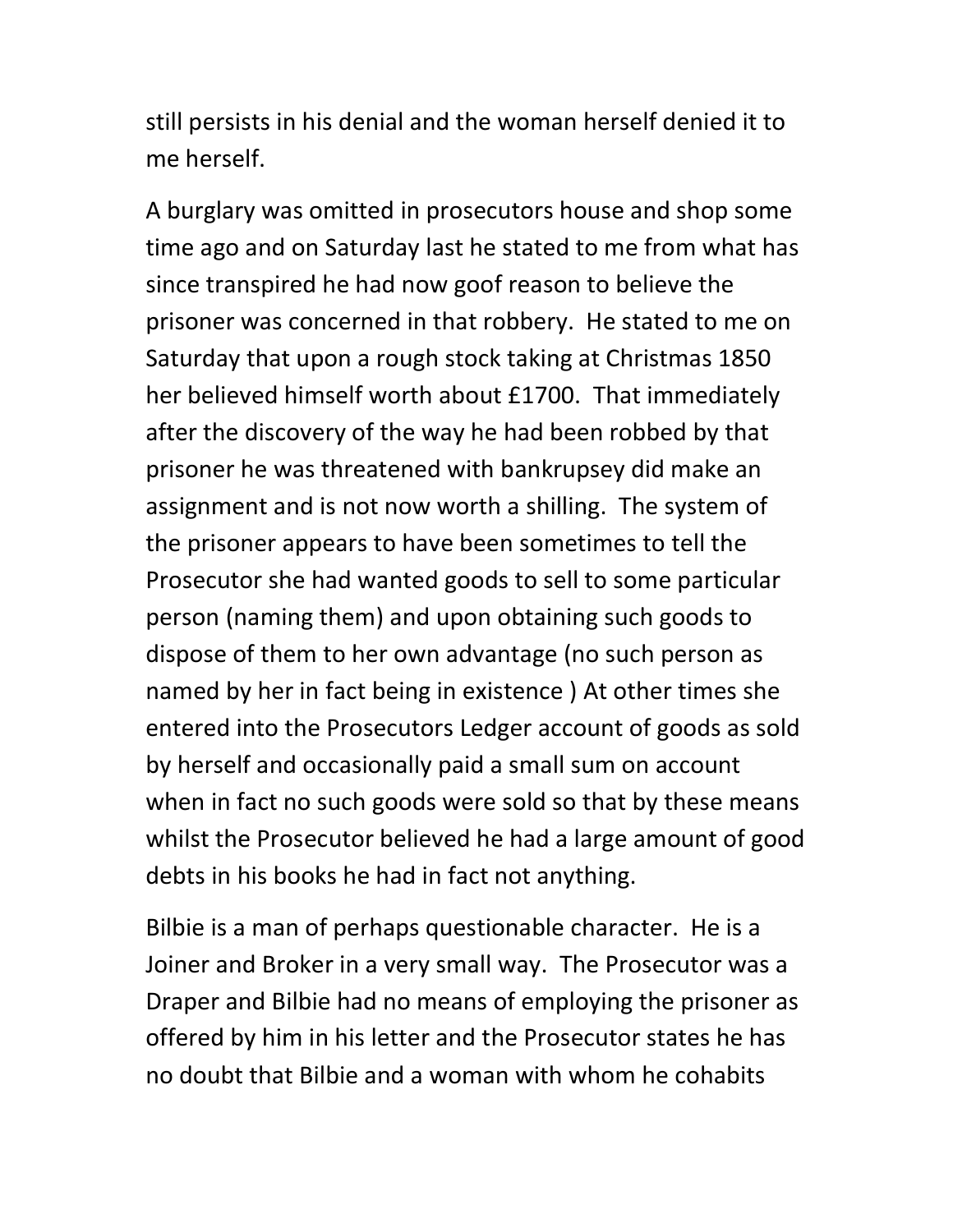still persists in his denial and the woman herself denied it to me herself.

A burglary was omitted in prosecutors house and shop some time ago and on Saturday last he stated to me from what has since transpired he had now goof reason to believe the prisoner was concerned in that robbery.  He stated to me on Saturday that upon a rough stock taking at Christmas 1850 her believed himself worth about £1700.  That immediately after the discovery of the way he had been robbed by that prisoner he was threatened with bankrupsey did make an assignment and is not now worth a shilling.  The system of the prisoner appears to have been sometimes to tell the Prosecutor she had wanted goods to sell to some particular person (naming them) and upon obtaining such goods to dispose of them to her own advantage (no such person as named by her in fact being in existence ) At other times she entered into the Prosecutors Ledger account of goods as sold by herself and occasionally paid a small sum on account when in fact no such goods were sold so that by these means whilst the Prosecutor believed he had a large amount of good debts in his books he had in fact not anything.

Bilbie is a man of perhaps questionable character.  He is a Joiner and Broker in a very small way.  The Prosecutor was a Draper and Bilbie had no means of employing the prisoner as offered by him in his letter and the Prosecutor states he has no doubt that Bilbie and a woman with whom he cohabits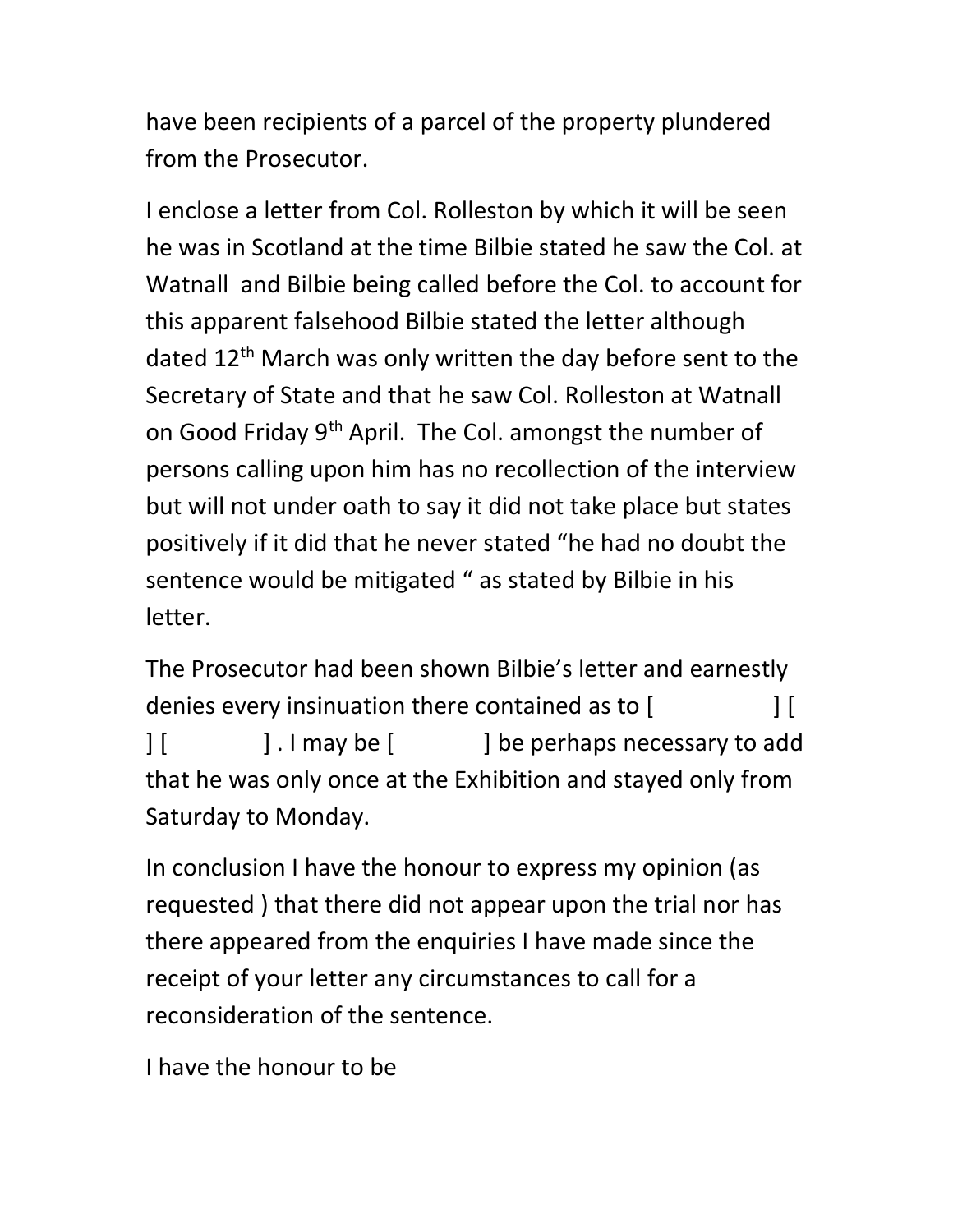have been recipients of a parcel of the property plundered from the Prosecutor.

I enclose a letter from Col. Rolleston by which it will be seen he was in Scotland at the time Bilbie stated he saw the Col. at Watnall and Bilbie being called before the Col. to account for this apparent falsehood Bilbie stated the letter although dated 12th March was only written the day before sent to the Secretary of State and that he saw Col. Rolleston at Watnall on Good Friday 9th April. The Col. amongst the number of persons calling upon him has no recollection of the interview but will not under oath to say it did not take place but states positively if it did that he never stated "he had no doubt the sentence would be mitigated " as stated by Bilbie in his letter.

The Prosecutor had been shown Bilbie's letter and earnestly denies every insinuation there contained as to [ ] [ ] [ ] . I may be [ ] be perhaps necessary to add that he was only once at the Exhibition and stayed only from Saturday to Monday.

In conclusion I have the honour to express my opinion (as requested ) that there did not appear upon the trial nor has there appeared from the enquiries I have made since the receipt of your letter any circumstances to call for a reconsideration of the sentence.

I have the honour to be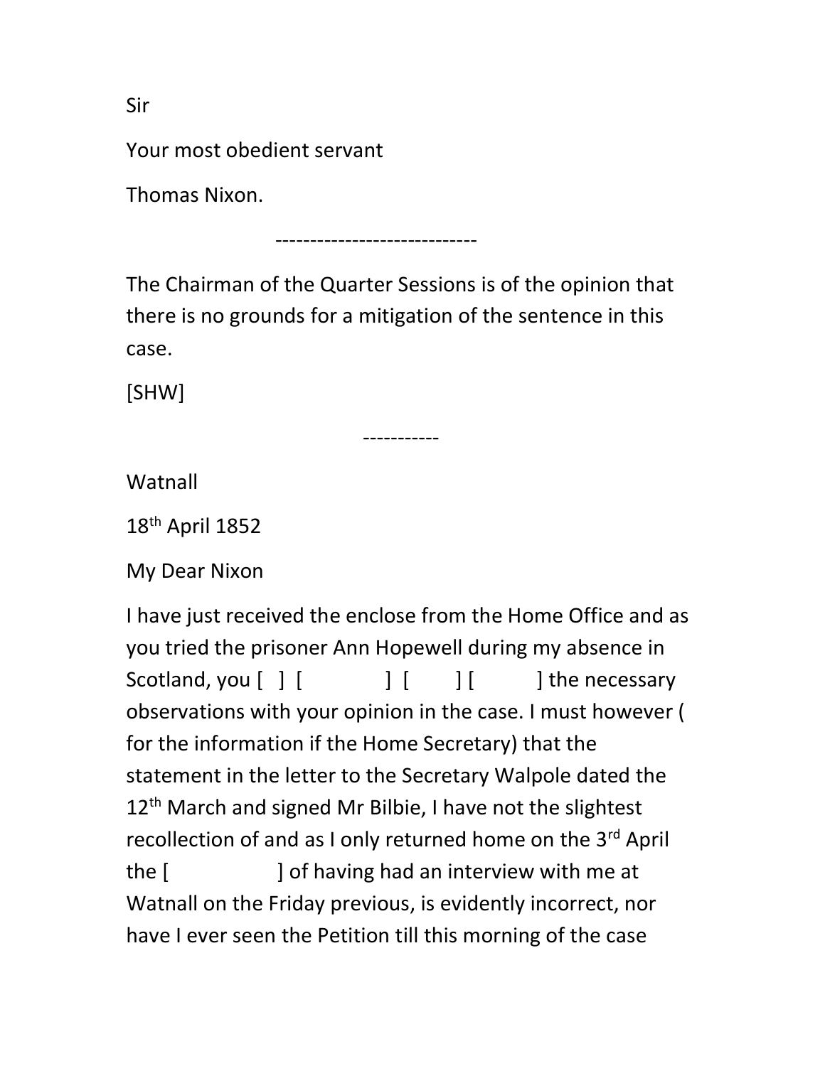Sir

Your most obedient servant

Thomas Nixon.

-----------------------------

The Chairman of the Quarter Sessions is of the opinion that there is no grounds for a mitigation of the sentence in this case.

[SHW]

-----------

Watnall

18th April 1852

My Dear Nixon

I have just received the enclose from the Home Office and as you tried the prisoner Ann Hopewell during my absence in Scotland, you [ ] [ ] [ ] [ ] the necessary observations with your opinion in the case. I must however ( for the information if the Home Secretary) that the statement in the letter to the Secretary Walpole dated the 12th March and signed Mr Bilbie, I have not the slightest recollection of and as I only returned home on the 3rd April the [ ] of having had an interview with me at Watnall on the Friday previous, is evidently incorrect, nor have I ever seen the Petition till this morning of the case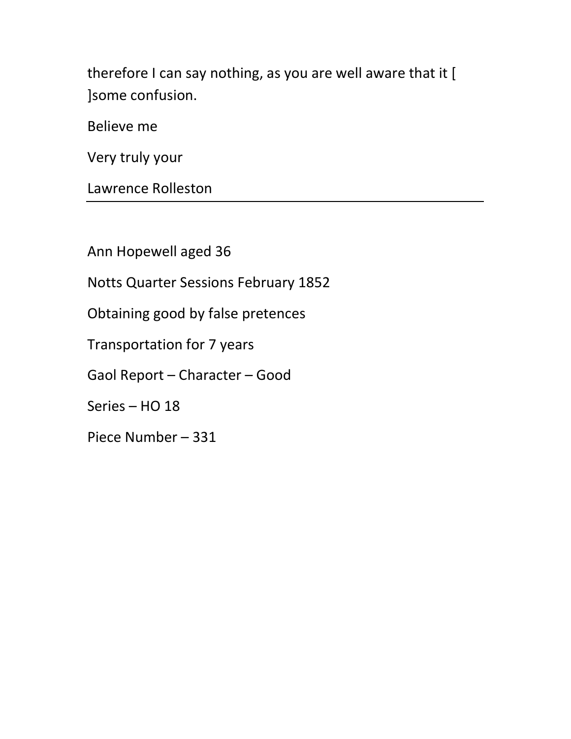therefore I can say nothing, as you are well aware that it [ ]some confusion.

Believe me

Very truly your

Lawrence Rolleston

---

Ann Hopewell aged 36

Notts Quarter Sessions February 1852

Obtaining good by false pretences

Transportation for 7 years

Gaol Report – Character – Good

Series – HO 18

Piece Number – 331